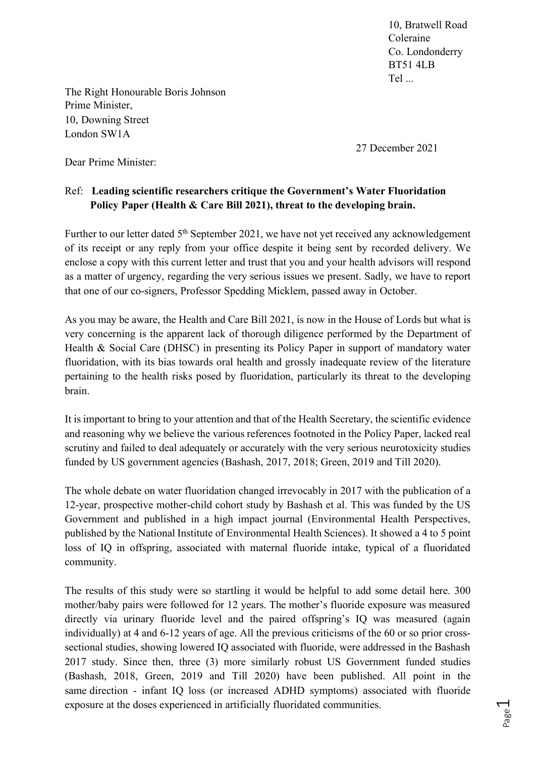10, Bratwell Road
Coleraine
Co. Londonderry
BT51 4LB
Tel ...

The Right Honourable Boris Johnson
Prime Minister,
10, Downing Street
London SW1A

27 December 2021

Dear Prime Minister:

Ref: **Leading scientific researchers critique the Government's Water Fluoridation Policy Paper (Health & Care Bill 2021), threat to the developing brain.**

Further to our letter dated 5th September 2021, we have not yet received any acknowledgement of its receipt or any reply from your office despite it being sent by recorded delivery. We enclose a copy with this current letter and trust that you and your health advisors will respond as a matter of urgency, regarding the very serious issues we present. Sadly, we have to report that one of our co-signers, Professor Spedding Micklem, passed away in October.

As you may be aware, the Health and Care Bill 2021, is now in the House of Lords but what is very concerning is the apparent lack of thorough diligence performed by the Department of Health & Social Care (DHSC) in presenting its Policy Paper in support of mandatory water fluoridation, with its bias towards oral health and grossly inadequate review of the literature pertaining to the health risks posed by fluoridation, particularly its threat to the developing brain.

It is important to bring to your attention and that of the Health Secretary, the scientific evidence and reasoning why we believe the various references footnoted in the Policy Paper, lacked real scrutiny and failed to deal adequately or accurately with the very serious neurotoxicity studies funded by US government agencies (Bashash, 2017, 2018; Green, 2019 and Till 2020).

The whole debate on water fluoridation changed irrevocably in 2017 with the publication of a 12-year, prospective mother-child cohort study by Bashash et al. This was funded by the US Government and published in a high impact journal (Environmental Health Perspectives, published by the National Institute of Environmental Health Sciences). It showed a 4 to 5 point loss of IQ in offspring, associated with maternal fluoride intake, typical of a fluoridated community.

The results of this study were so startling it would be helpful to add some detail here. 300 mother/baby pairs were followed for 12 years. The mother's fluoride exposure was measured directly via urinary fluoride level and the paired offspring's IQ was measured (again individually) at 4 and 6-12 years of age. All the previous criticisms of the 60 or so prior cross-sectional studies, showing lowered IQ associated with fluoride, were addressed in the Bashash 2017 study. Since then, three (3) more similarly robust US Government funded studies (Bashash, 2018, Green, 2019 and Till 2020) have been published. All point in the same direction - infant IQ loss (or increased ADHD symptoms) associated with fluoride exposure at the doses experienced in artificially fluoridated communities.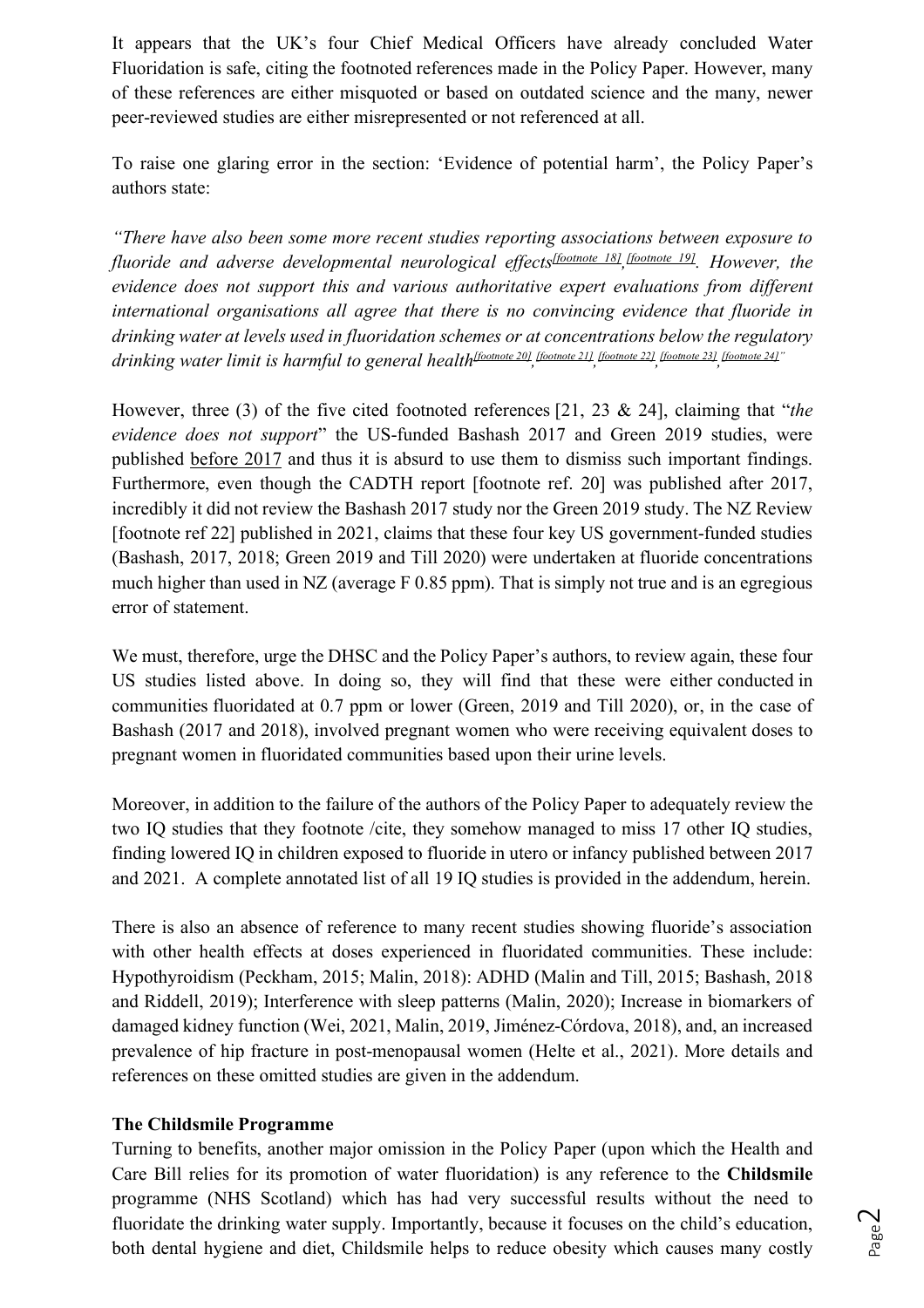It appears that the UK's four Chief Medical Officers have already concluded Water Fluoridation is safe, citing the footnoted references made in the Policy Paper. However, many of these references are either misquoted or based on outdated science and the many, newer peer-reviewed studies are either misrepresented or not referenced at all.

To raise one glaring error in the section: 'Evidence of potential harm', the Policy Paper's authors state:

*"There have also been some more recent studies reporting associations between exposure to fluoride and adverse developmental neurological effects[footnote 18],[footnote 19]. However, the evidence does not support this and various authoritative expert evaluations from different international organisations all agree that there is no convincing evidence that fluoride in drinking water at levels used in fluoridation schemes or at concentrations below the regulatory drinking water limit is harmful to general health[footnote 20],[footnote 21],[footnote 22],[footnote 23],[footnote 24]"*

However, three (3) of the five cited footnoted references [21, 23 & 24], claiming that "*the evidence does not support*" the US-funded Bashash 2017 and Green 2019 studies, were published before 2017 and thus it is absurd to use them to dismiss such important findings. Furthermore, even though the CADTH report [footnote ref. 20] was published after 2017, incredibly it did not review the Bashash 2017 study nor the Green 2019 study. The NZ Review [footnote ref 22] published in 2021, claims that these four key US government-funded studies (Bashash, 2017, 2018; Green 2019 and Till 2020) were undertaken at fluoride concentrations much higher than used in NZ (average F 0.85 ppm). That is simply not true and is an egregious error of statement.

We must, therefore, urge the DHSC and the Policy Paper's authors, to review again, these four US studies listed above. In doing so, they will find that these were either conducted in communities fluoridated at 0.7 ppm or lower (Green, 2019 and Till 2020), or, in the case of Bashash (2017 and 2018), involved pregnant women who were receiving equivalent doses to pregnant women in fluoridated communities based upon their urine levels.

Moreover, in addition to the failure of the authors of the Policy Paper to adequately review the two IQ studies that they footnote /cite, they somehow managed to miss 17 other IQ studies, finding lowered IQ in children exposed to fluoride in utero or infancy published between 2017 and 2021. A complete annotated list of all 19 IQ studies is provided in the addendum, herein.

There is also an absence of reference to many recent studies showing fluoride's association with other health effects at doses experienced in fluoridated communities. These include: Hypothyroidism (Peckham, 2015; Malin, 2018): ADHD (Malin and Till, 2015; Bashash, 2018 and Riddell, 2019); Interference with sleep patterns (Malin, 2020); Increase in biomarkers of damaged kidney function (Wei, 2021, Malin, 2019, Jiménez-Córdova, 2018), and, an increased prevalence of hip fracture in post-menopausal women (Helte et al., 2021). More details and references on these omitted studies are given in the addendum.

**The Childsmile Programme**

Turning to benefits, another major omission in the Policy Paper (upon which the Health and Care Bill relies for its promotion of water fluoridation) is any reference to the **Childsmile** programme (NHS Scotland) which has had very successful results without the need to fluoridate the drinking water supply. Importantly, because it focuses on the child's education, both dental hygiene and diet, Childsmile helps to reduce obesity which causes many costly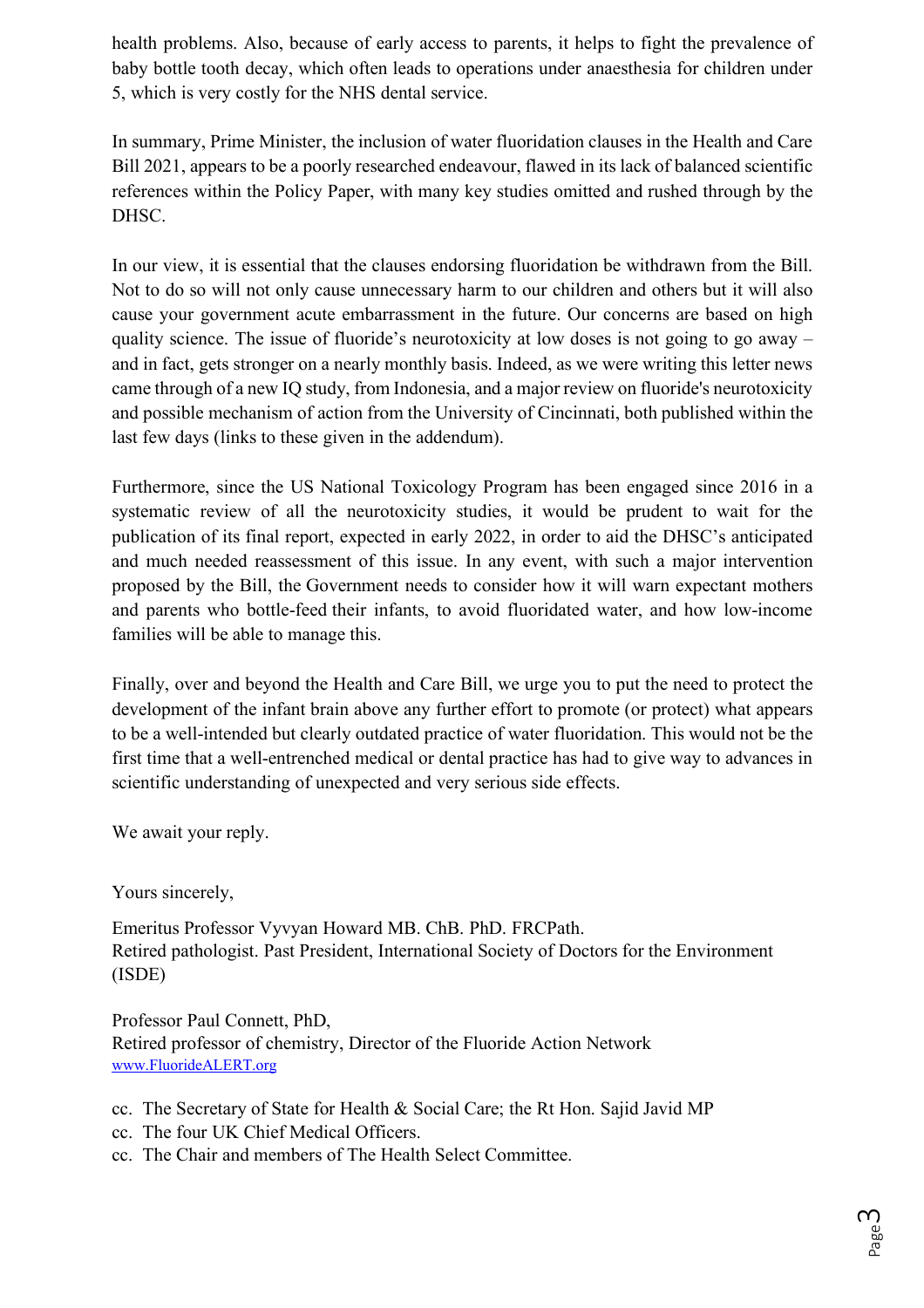health problems. Also, because of early access to parents, it helps to fight the prevalence of baby bottle tooth decay, which often leads to operations under anaesthesia for children under 5, which is very costly for the NHS dental service.

In summary, Prime Minister, the inclusion of water fluoridation clauses in the Health and Care Bill 2021, appears to be a poorly researched endeavour, flawed in its lack of balanced scientific references within the Policy Paper, with many key studies omitted and rushed through by the DHSC.

In our view, it is essential that the clauses endorsing fluoridation be withdrawn from the Bill. Not to do so will not only cause unnecessary harm to our children and others but it will also cause your government acute embarrassment in the future. Our concerns are based on high quality science. The issue of fluoride's neurotoxicity at low doses is not going to go away – and in fact, gets stronger on a nearly monthly basis. Indeed, as we were writing this letter news came through of a new IQ study, from Indonesia, and a major review on fluoride's neurotoxicity and possible mechanism of action from the University of Cincinnati, both published within the last few days (links to these given in the addendum).

Furthermore, since the US National Toxicology Program has been engaged since 2016 in a systematic review of all the neurotoxicity studies, it would be prudent to wait for the publication of its final report, expected in early 2022, in order to aid the DHSC's anticipated and much needed reassessment of this issue. In any event, with such a major intervention proposed by the Bill, the Government needs to consider how it will warn expectant mothers and parents who bottle-feed their infants, to avoid fluoridated water, and how low-income families will be able to manage this.

Finally, over and beyond the Health and Care Bill, we urge you to put the need to protect the development of the infant brain above any further effort to promote (or protect) what appears to be a well-intended but clearly outdated practice of water fluoridation. This would not be the first time that a well-entrenched medical or dental practice has had to give way to advances in scientific understanding of unexpected and very serious side effects.

We await your reply.

Yours sincerely,

Emeritus Professor Vyvyan Howard MB. ChB. PhD. FRCPath.
Retired pathologist. Past President, International Society of Doctors for the Environment (ISDE)

Professor Paul Connett, PhD,
Retired professor of chemistry, Director of the Fluoride Action Network
www.FluorideALERT.org

cc. The Secretary of State for Health & Social Care; the Rt Hon. Sajid Javid MP
cc. The four UK Chief Medical Officers.
cc. The Chair and members of The Health Select Committee.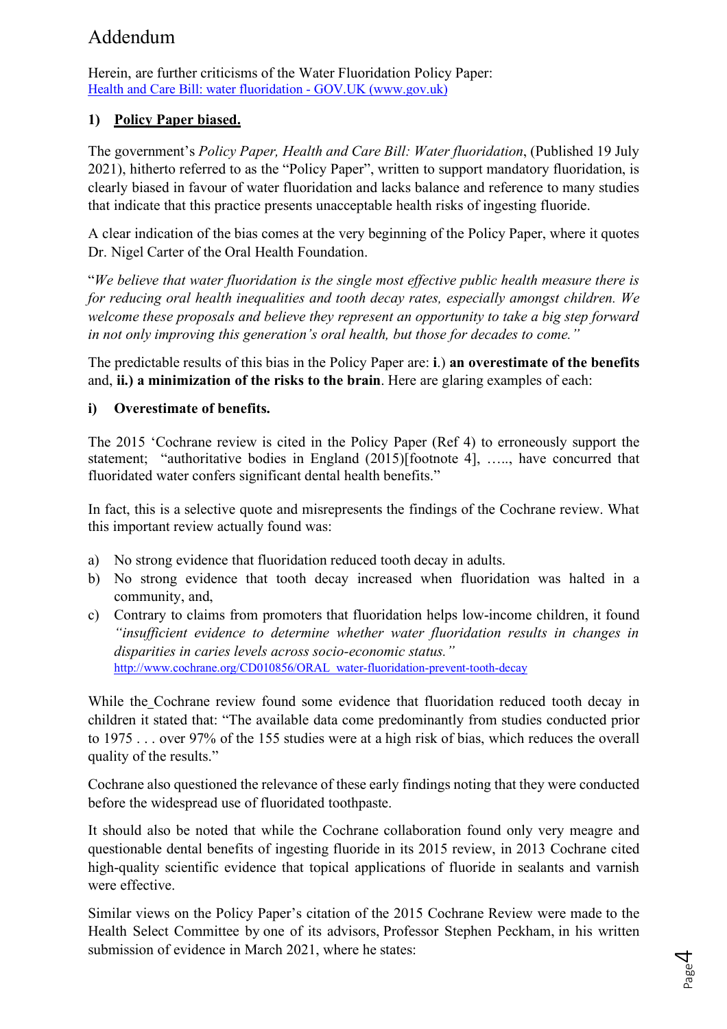# Addendum

Herein, are further criticisms of the Water Fluoridation Policy Paper:
[Health and Care Bill: water fluoridation - GOV.UK (www.gov.uk)]

## 1) Policy Paper biased.

The government's *Policy Paper, Health and Care Bill: Water fluoridation*, (Published 19 July 2021), hitherto referred to as the "Policy Paper", written to support mandatory fluoridation, is clearly biased in favour of water fluoridation and lacks balance and reference to many studies that indicate that this practice presents unacceptable health risks of ingesting fluoride.

A clear indication of the bias comes at the very beginning of the Policy Paper, where it quotes Dr. Nigel Carter of the Oral Health Foundation.

"*We believe that water fluoridation is the single most effective public health measure there is for reducing oral health inequalities and tooth decay rates, especially amongst children. We welcome these proposals and believe they represent an opportunity to take a big step forward in not only improving this generation's oral health, but those for decades to come.*"

The predictable results of this bias in the Policy Paper are: **i**.) **an overestimate of the benefits** and, **ii.) a minimization of the risks to the brain**. Here are glaring examples of each:

### i) Overestimate of benefits.

The 2015 'Cochrane review is cited in the Policy Paper (Ref 4) to erroneously support the statement; "authoritative bodies in England (2015)[footnote 4], ….., have concurred that fluoridated water confers significant dental health benefits."

In fact, this is a selective quote and misrepresents the findings of the Cochrane review. What this important review actually found was:

a) No strong evidence that fluoridation reduced tooth decay in adults.
b) No strong evidence that tooth decay increased when fluoridation was halted in a community, and,
c) Contrary to claims from promoters that fluoridation helps low-income children, it found *"insufficient evidence to determine whether water fluoridation results in changes in disparities in caries levels across socio-economic status."*
http://www.cochrane.org/CD010856/ORAL_water-fluoridation-prevent-tooth-decay

While the Cochrane review found some evidence that fluoridation reduced tooth decay in children it stated that: "The available data come predominantly from studies conducted prior to 1975 . . . over 97% of the 155 studies were at a high risk of bias, which reduces the overall quality of the results."

Cochrane also questioned the relevance of these early findings noting that they were conducted before the widespread use of fluoridated toothpaste.

It should also be noted that while the Cochrane collaboration found only very meagre and questionable dental benefits of ingesting fluoride in its 2015 review, in 2013 Cochrane cited high-quality scientific evidence that topical applications of fluoride in sealants and varnish were effective.

Similar views on the Policy Paper's citation of the 2015 Cochrane Review were made to the Health Select Committee by one of its advisors, Professor Stephen Peckham, in his written submission of evidence in March 2021, where he states: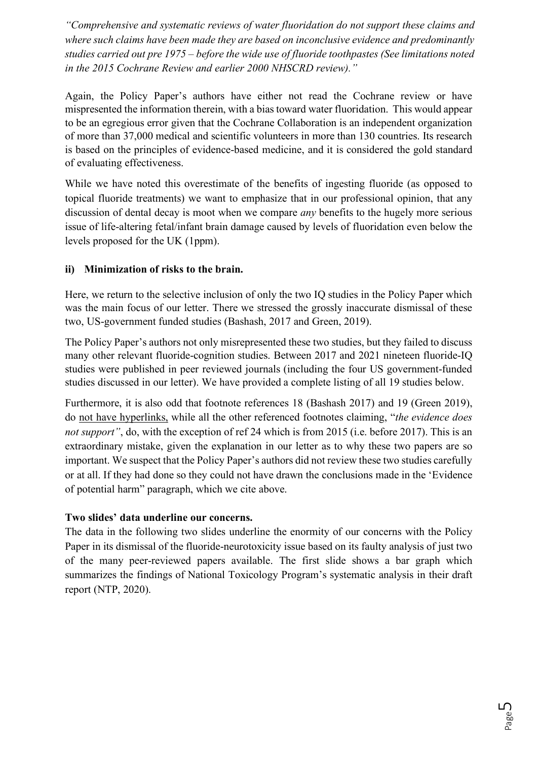*"Comprehensive and systematic reviews of water fluoridation do not support these claims and where such claims have been made they are based on inconclusive evidence and predominantly studies carried out pre 1975 – before the wide use of fluoride toothpastes (See limitations noted in the 2015 Cochrane Review and earlier 2000 NHSCRD review)."*

Again, the Policy Paper's authors have either not read the Cochrane review or have mispresented the information therein, with a bias toward water fluoridation. This would appear to be an egregious error given that the Cochrane Collaboration is an independent organization of more than 37,000 medical and scientific volunteers in more than 130 countries. Its research is based on the principles of evidence-based medicine, and it is considered the gold standard of evaluating effectiveness.

While we have noted this overestimate of the benefits of ingesting fluoride (as opposed to topical fluoride treatments) we want to emphasize that in our professional opinion, that any discussion of dental decay is moot when we compare *any* benefits to the hugely more serious issue of life-altering fetal/infant brain damage caused by levels of fluoridation even below the levels proposed for the UK (1ppm).

### ii) Minimization of risks to the brain.

Here, we return to the selective inclusion of only the two IQ studies in the Policy Paper which was the main focus of our letter. There we stressed the grossly inaccurate dismissal of these two, US-government funded studies (Bashash, 2017 and Green, 2019).

The Policy Paper's authors not only misrepresented these two studies, but they failed to discuss many other relevant fluoride-cognition studies. Between 2017 and 2021 nineteen fluoride-IQ studies were published in peer reviewed journals (including the four US government-funded studies discussed in our letter). We have provided a complete listing of all 19 studies below.

Furthermore, it is also odd that footnote references 18 (Bashash 2017) and 19 (Green 2019), do <u>not have hyperlinks,</u> while all the other referenced footnotes claiming, "*the evidence does not support"*, do, with the exception of ref 24 which is from 2015 (i.e. before 2017). This is an extraordinary mistake, given the explanation in our letter as to why these two papers are so important. We suspect that the Policy Paper's authors did not review these two studies carefully or at all. If they had done so they could not have drawn the conclusions made in the 'Evidence of potential harm" paragraph, which we cite above.

### Two slides' data underline our concerns.

The data in the following two slides underline the enormity of our concerns with the Policy Paper in its dismissal of the fluoride-neurotoxicity issue based on its faulty analysis of just two of the many peer-reviewed papers available. The first slide shows a bar graph which summarizes the findings of National Toxicology Program's systematic analysis in their draft report (NTP, 2020).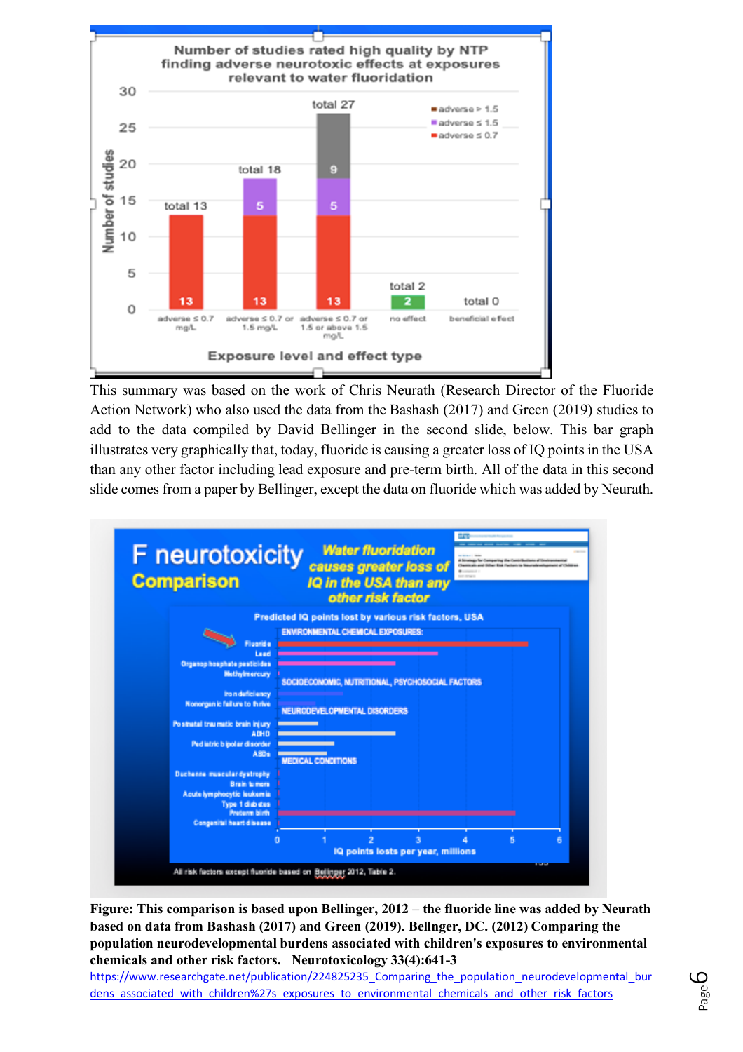This summary was based on the work of Chris Neurath (Research Director of the Fluoride Action Network) who also used the data from the Bashash (2017) and Green (2019) studies to add to the data compiled by David Bellinger in the second slide, below. This bar graph illustrates very graphically that, today, fluoride is causing a greater loss of IQ points in the USA than any other factor including lead exposure and pre-term birth. All of the data in this second slide comes from a paper by Bellinger, except the data on fluoride which was added by Neurath.

**Figure: This comparison is based upon Bellinger, 2012 – the fluoride line was added by Neurath based on data from Bashash (2017) and Green (2019). Bellnger, DC. (2012) Comparing the population neurodevelopmental burdens associated with children's exposures to environmental chemicals and other risk factors. Neurotoxicology 33(4):641-3**

https://www.researchgate.net/publication/224825235_Comparing_the_population_neurodevelopmental_burdens_associated_with_children%27s_exposures_to_environmental_chemicals_and_other_risk_factors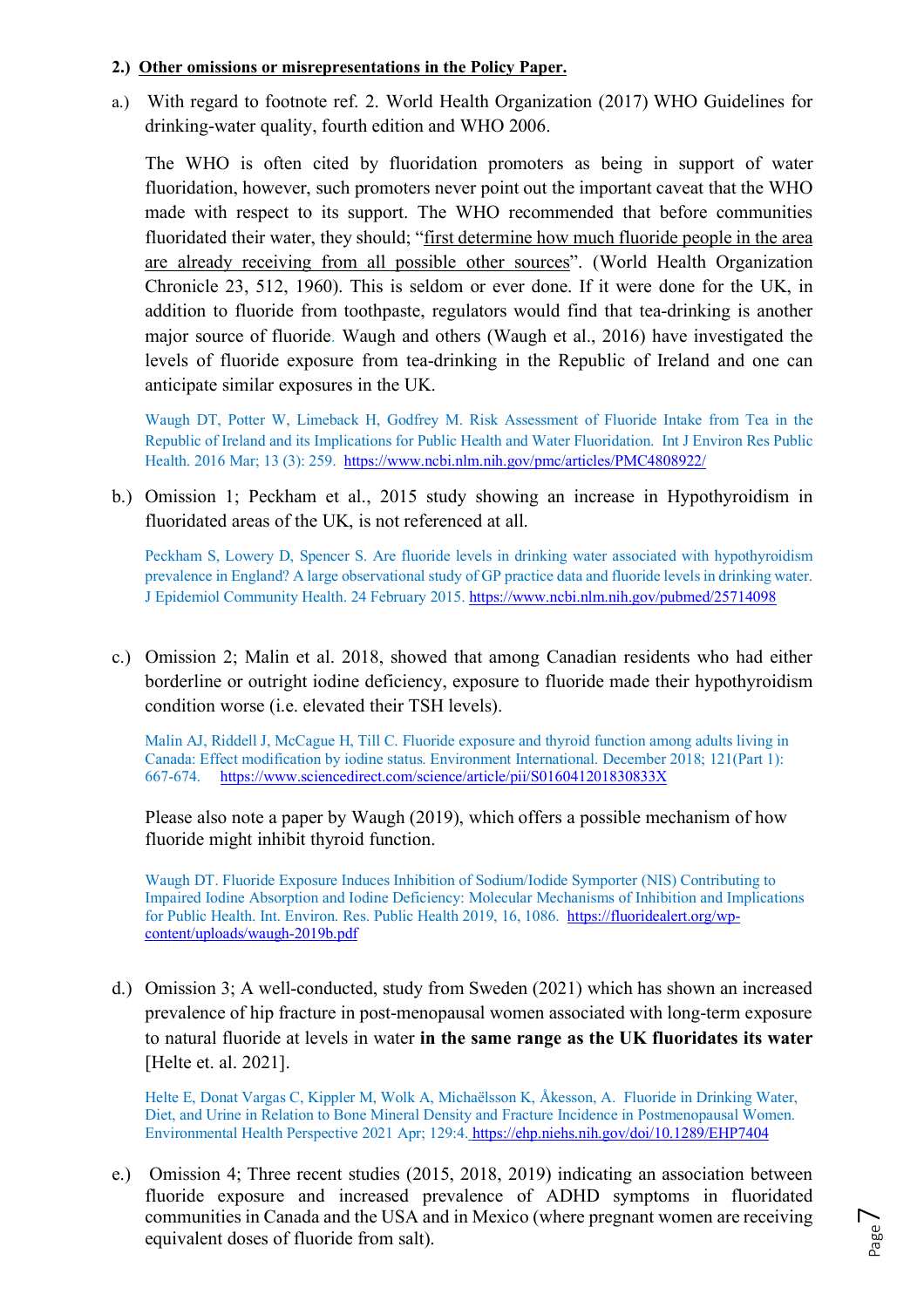**2.) Other omissions or misrepresentations in the Policy Paper.**

a.) With regard to footnote ref. 2. World Health Organization (2017) WHO Guidelines for drinking-water quality, fourth edition and WHO 2006.

The WHO is often cited by fluoridation promoters as being in support of water fluoridation, however, such promoters never point out the important caveat that the WHO made with respect to its support. The WHO recommended that before communities fluoridated their water, they should; "first determine how much fluoride people in the area are already receiving from all possible other sources". (World Health Organization Chronicle 23, 512, 1960). This is seldom or ever done. If it were done for the UK, in addition to fluoride from toothpaste, regulators would find that tea-drinking is another major source of fluoride. Waugh and others (Waugh et al., 2016) have investigated the levels of fluoride exposure from tea-drinking in the Republic of Ireland and one can anticipate similar exposures in the UK.

Waugh DT, Potter W, Limeback H, Godfrey M. Risk Assessment of Fluoride Intake from Tea in the Republic of Ireland and its Implications for Public Health and Water Fluoridation. Int J Environ Res Public Health. 2016 Mar; 13 (3): 259. https://www.ncbi.nlm.nih.gov/pmc/articles/PMC4808922/

b.) Omission 1; Peckham et al., 2015 study showing an increase in Hypothyroidism in fluoridated areas of the UK, is not referenced at all.

Peckham S, Lowery D, Spencer S. Are fluoride levels in drinking water associated with hypothyroidism prevalence in England? A large observational study of GP practice data and fluoride levels in drinking water. J Epidemiol Community Health. 24 February 2015. https://www.ncbi.nlm.nih.gov/pubmed/25714098

c.) Omission 2; Malin et al. 2018, showed that among Canadian residents who had either borderline or outright iodine deficiency, exposure to fluoride made their hypothyroidism condition worse (i.e. elevated their TSH levels).

Malin AJ, Riddell J, McCague H, Till C. Fluoride exposure and thyroid function among adults living in Canada: Effect modification by iodine status. Environment International. December 2018; 121(Part 1): 667-674. https://www.sciencedirect.com/science/article/pii/S016041201830833X

Please also note a paper by Waugh (2019), which offers a possible mechanism of how fluoride might inhibit thyroid function.

Waugh DT. Fluoride Exposure Induces Inhibition of Sodium/Iodide Symporter (NIS) Contributing to Impaired Iodine Absorption and Iodine Deficiency: Molecular Mechanisms of Inhibition and Implications for Public Health. Int. Environ. Res. Public Health 2019, 16, 1086. https://fluoridealert.org/wp-content/uploads/waugh-2019b.pdf

d.) Omission 3; A well-conducted, study from Sweden (2021) which has shown an increased prevalence of hip fracture in post-menopausal women associated with long-term exposure to natural fluoride at levels in water **in the same range as the UK fluoridates its water** [Helte et. al. 2021].

Helte E, Donat Vargas C, Kippler M, Wolk A, Michaëlsson K, Åkesson, A. Fluoride in Drinking Water, Diet, and Urine in Relation to Bone Mineral Density and Fracture Incidence in Postmenopausal Women. Environmental Health Perspective 2021 Apr; 129:4. https://ehp.niehs.nih.gov/doi/10.1289/EHP7404

e.) Omission 4; Three recent studies (2015, 2018, 2019) indicating an association between fluoride exposure and increased prevalence of ADHD symptoms in fluoridated communities in Canada and the USA and in Mexico (where pregnant women are receiving equivalent doses of fluoride from salt).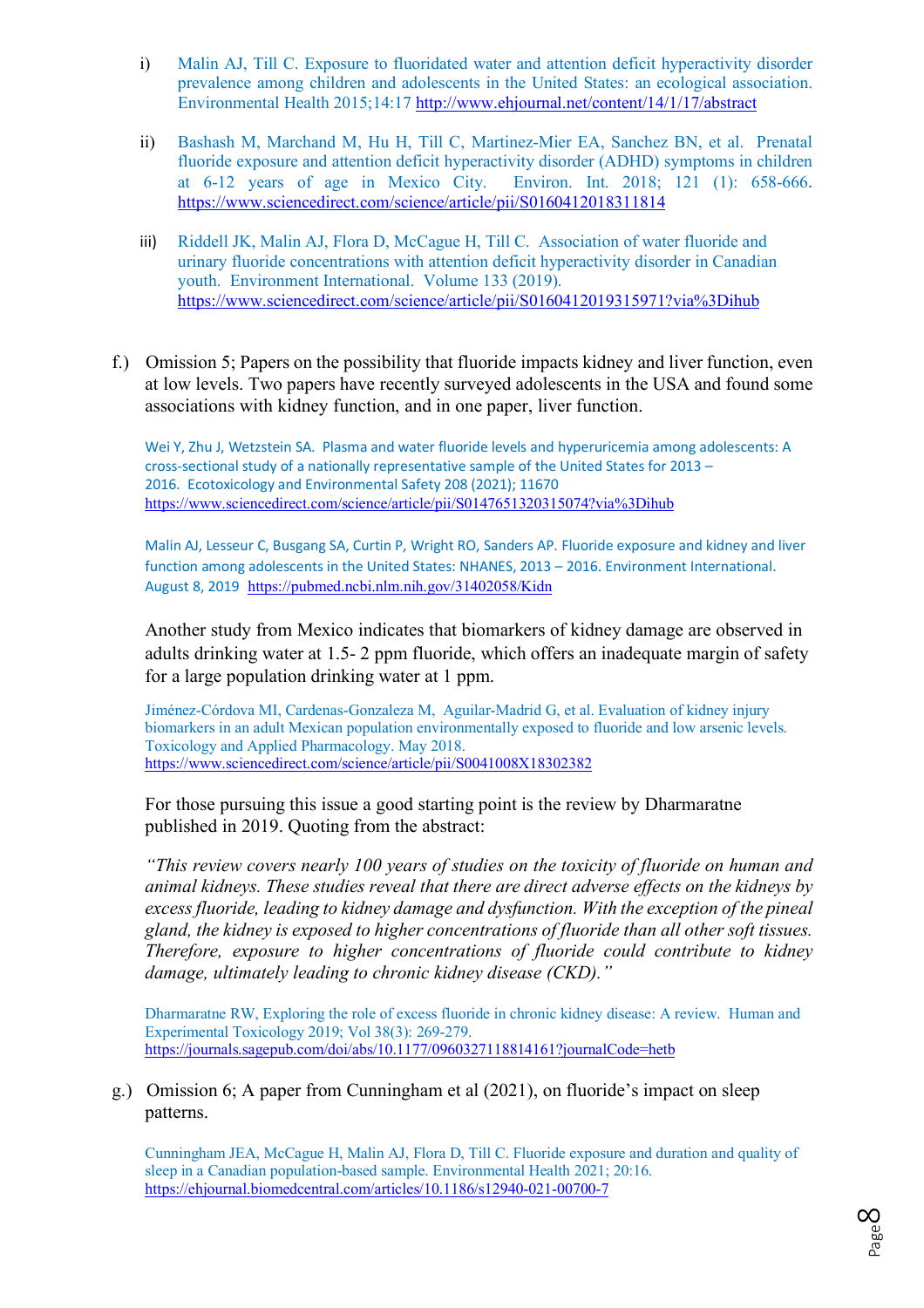i) Malin AJ, Till C. Exposure to fluoridated water and attention deficit hyperactivity disorder prevalence among children and adolescents in the United States: an ecological association. Environmental Health 2015;14:17 http://www.ehjournal.net/content/14/1/17/abstract

ii) Bashash M, Marchand M, Hu H, Till C, Martinez-Mier EA, Sanchez BN, et al. Prenatal fluoride exposure and attention deficit hyperactivity disorder (ADHD) symptoms in children at 6-12 years of age in Mexico City. Environ. Int. 2018; 121 (1): 658-666. https://www.sciencedirect.com/science/article/pii/S0160412018311814

iii) Riddell JK, Malin AJ, Flora D, McCague H, Till C. Association of water fluoride and urinary fluoride concentrations with attention deficit hyperactivity disorder in Canadian youth. Environment International. Volume 133 (2019). https://www.sciencedirect.com/science/article/pii/S0160412019315971?via%3Dihub

f.) Omission 5; Papers on the possibility that fluoride impacts kidney and liver function, even at low levels. Two papers have recently surveyed adolescents in the USA and found some associations with kidney function, and in one paper, liver function.

Wei Y, Zhu J, Wetzstein SA. Plasma and water fluoride levels and hyperuricemia among adolescents: A cross-sectional study of a nationally representative sample of the United States for 2013 – 2016. Ecotoxicology and Environmental Safety 208 (2021); 11670 https://www.sciencedirect.com/science/article/pii/S0147651320315074?via%3Dihub

Malin AJ, Lesseur C, Busgang SA, Curtin P, Wright RO, Sanders AP. Fluoride exposure and kidney and liver function among adolescents in the United States: NHANES, 2013 – 2016. Environment International. August 8, 2019 https://pubmed.ncbi.nlm.nih.gov/31402058/Kidn

Another study from Mexico indicates that biomarkers of kidney damage are observed in adults drinking water at 1.5- 2 ppm fluoride, which offers an inadequate margin of safety for a large population drinking water at 1 ppm.

Jiménez-Córdova MI, Cardenas-Gonzaleza M, Aguilar-Madrid G, et al. Evaluation of kidney injury biomarkers in an adult Mexican population environmentally exposed to fluoride and low arsenic levels. Toxicology and Applied Pharmacology. May 2018. https://www.sciencedirect.com/science/article/pii/S0041008X18302382

For those pursuing this issue a good starting point is the review by Dharmaratne published in 2019. Quoting from the abstract:

*"This review covers nearly 100 years of studies on the toxicity of fluoride on human and animal kidneys. These studies reveal that there are direct adverse effects on the kidneys by excess fluoride, leading to kidney damage and dysfunction. With the exception of the pineal gland, the kidney is exposed to higher concentrations of fluoride than all other soft tissues. Therefore, exposure to higher concentrations of fluoride could contribute to kidney damage, ultimately leading to chronic kidney disease (CKD)."*

Dharmaratne RW, Exploring the role of excess fluoride in chronic kidney disease: A review. Human and Experimental Toxicology 2019; Vol 38(3): 269-279. https://journals.sagepub.com/doi/abs/10.1177/0960327118814161?journalCode=hetb

g.) Omission 6; A paper from Cunningham et al (2021), on fluoride's impact on sleep patterns.

Cunningham JEA, McCague H, Malin AJ, Flora D, Till C. Fluoride exposure and duration and quality of sleep in a Canadian population-based sample. Environmental Health 2021; 20:16. https://ehjournal.biomedcentral.com/articles/10.1186/s12940-021-00700-7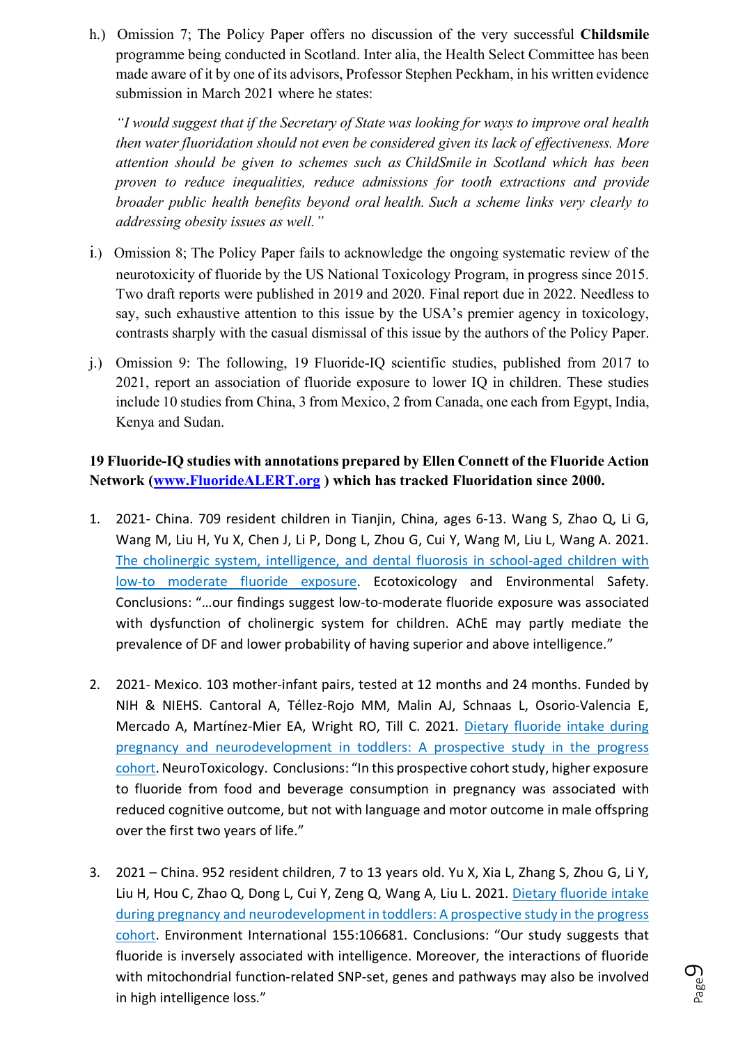h.) Omission 7; The Policy Paper offers no discussion of the very successful **Childsmile** programme being conducted in Scotland. Inter alia, the Health Select Committee has been made aware of it by one of its advisors, Professor Stephen Peckham, in his written evidence submission in March 2021 where he states:

> *"I would suggest that if the Secretary of State was looking for ways to improve oral health then water fluoridation should not even be considered given its lack of effectiveness. More attention should be given to schemes such as ChildSmile in Scotland which has been proven to reduce inequalities, reduce admissions for tooth extractions and provide broader public health benefits beyond oral health. Such a scheme links very clearly to addressing obesity issues as well."*

i.) Omission 8; The Policy Paper fails to acknowledge the ongoing systematic review of the neurotoxicity of fluoride by the US National Toxicology Program, in progress since 2015. Two draft reports were published in 2019 and 2020. Final report due in 2022. Needless to say, such exhaustive attention to this issue by the USA's premier agency in toxicology, contrasts sharply with the casual dismissal of this issue by the authors of the Policy Paper.

j.) Omission 9: The following, 19 Fluoride-IQ scientific studies, published from 2017 to 2021, report an association of fluoride exposure to lower IQ in children. These studies include 10 studies from China, 3 from Mexico, 2 from Canada, one each from Egypt, India, Kenya and Sudan.

**19 Fluoride-IQ studies with annotations prepared by Ellen Connett of the Fluoride Action Network ([www.FluorideALERT.org](www.FluorideALERT.org) ) which has tracked Fluoridation since 2000.**

1. 2021- China. 709 resident children in Tianjin, China, ages 6-13. Wang S, Zhao Q, Li G, Wang M, Liu H, Yu X, Chen J, Li P, Dong L, Zhou G, Cui Y, Wang M, Liu L, Wang A. 2021. [The cholinergic system, intelligence, and dental fluorosis in school-aged children with low-to moderate fluoride exposure](). Ecotoxicology and Environmental Safety. Conclusions: "…our findings suggest low-to-moderate fluoride exposure was associated with dysfunction of cholinergic system for children. AChE may partly mediate the prevalence of DF and lower probability of having superior and above intelligence."

2. 2021- Mexico. 103 mother-infant pairs, tested at 12 months and 24 months. Funded by NIH & NIEHS. Cantoral A, Téllez-Rojo MM, Malin AJ, Schnaas L, Osorio-Valencia E, Mercado A, Martínez-Mier EA, Wright RO, Till C. 2021. [Dietary fluoride intake during pregnancy and neurodevelopment in toddlers: A prospective study in the progress cohort](). NeuroToxicology. Conclusions: "In this prospective cohort study, higher exposure to fluoride from food and beverage consumption in pregnancy was associated with reduced cognitive outcome, but not with language and motor outcome in male offspring over the first two years of life."

3. 2021 – China. 952 resident children, 7 to 13 years old. Yu X, Xia L, Zhang S, Zhou G, Li Y, Liu H, Hou C, Zhao Q, Dong L, Cui Y, Zeng Q, Wang A, Liu L. 2021. [Dietary fluoride intake during pregnancy and neurodevelopment in toddlers: A prospective study in the progress cohort](). Environment International 155:106681. Conclusions: "Our study suggests that fluoride is inversely associated with intelligence. Moreover, the interactions of fluoride with mitochondrial function-related SNP-set, genes and pathways may also be involved in high intelligence loss."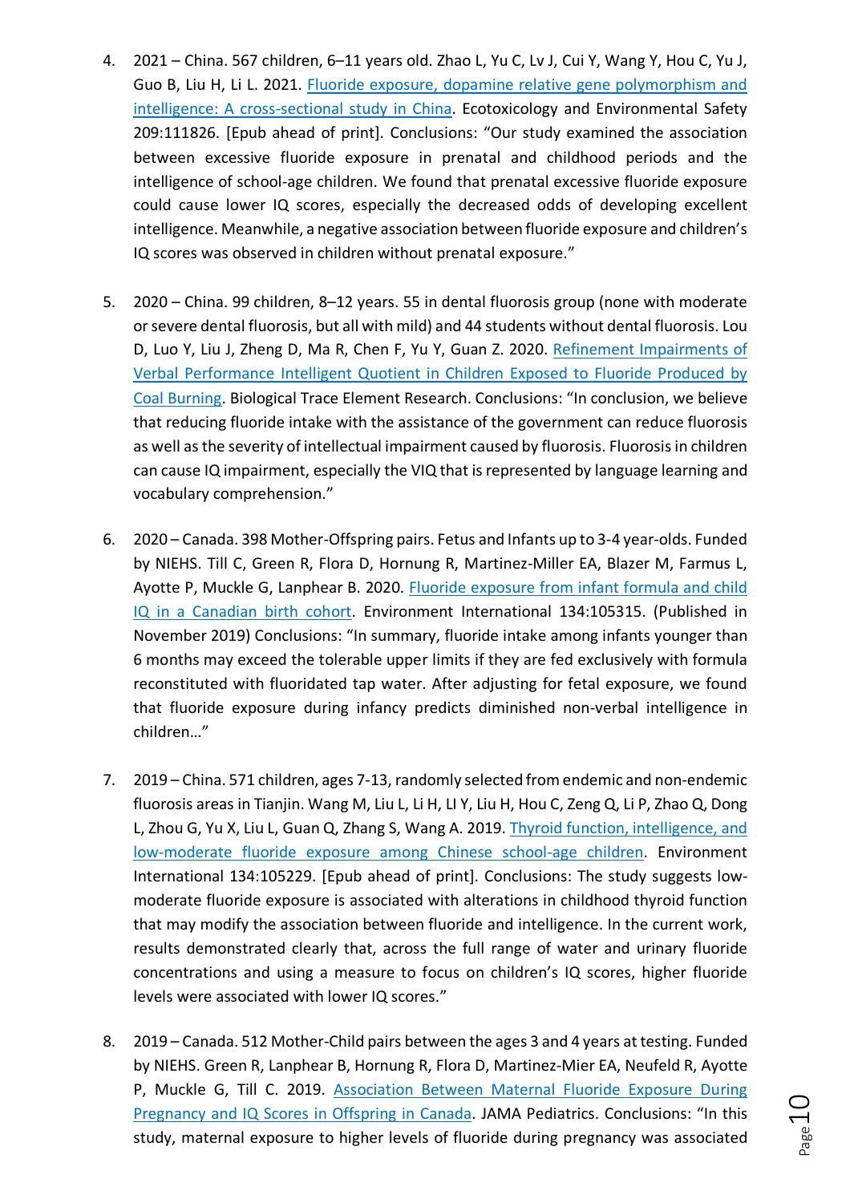4. 2021 – China. 567 children, 6–11 years old. Zhao L, Yu C, Lv J, Cui Y, Wang Y, Hou C, Yu J, Guo B, Liu H, Li L. 2021. [Fluoride exposure, dopamine relative gene polymorphism and intelligence: A cross-sectional study in China](). Ecotoxicology and Environmental Safety 209:111826. [Epub ahead of print]. Conclusions: "Our study examined the association between excessive fluoride exposure in prenatal and childhood periods and the intelligence of school-age children. We found that prenatal excessive fluoride exposure could cause lower IQ scores, especially the decreased odds of developing excellent intelligence. Meanwhile, a negative association between fluoride exposure and children's IQ scores was observed in children without prenatal exposure."

5. 2020 – China. 99 children, 8–12 years. 55 in dental fluorosis group (none with moderate or severe dental fluorosis, but all with mild) and 44 students without dental fluorosis. Lou D, Luo Y, Liu J, Zheng D, Ma R, Chen F, Yu Y, Guan Z. 2020. [Refinement Impairments of Verbal Performance Intelligent Quotient in Children Exposed to Fluoride Produced by Coal Burning](). Biological Trace Element Research. Conclusions: "In conclusion, we believe that reducing fluoride intake with the assistance of the government can reduce fluorosis as well as the severity of intellectual impairment caused by fluorosis. Fluorosis in children can cause IQ impairment, especially the VIQ that is represented by language learning and vocabulary comprehension."

6. 2020 – Canada. 398 Mother-Offspring pairs. Fetus and Infants up to 3-4 year-olds. Funded by NIEHS. Till C, Green R, Flora D, Hornung R, Martinez-Miller EA, Blazer M, Farmus L, Ayotte P, Muckle G, Lanphear B. 2020. [Fluoride exposure from infant formula and child IQ in a Canadian birth cohort](). Environment International 134:105315. (Published in November 2019) Conclusions: "In summary, fluoride intake among infants younger than 6 months may exceed the tolerable upper limits if they are fed exclusively with formula reconstituted with fluoridated tap water. After adjusting for fetal exposure, we found that fluoride exposure during infancy predicts diminished non-verbal intelligence in children…"

7. 2019 – China. 571 children, ages 7-13, randomly selected from endemic and non-endemic fluorosis areas in Tianjin. Wang M, Liu L, Li H, LI Y, Liu H, Hou C, Zeng Q, Li P, Zhao Q, Dong L, Zhou G, Yu X, Liu L, Guan Q, Zhang S, Wang A. 2019. [Thyroid function, intelligence, and low-moderate fluoride exposure among Chinese school-age children](). Environment International 134:105229. [Epub ahead of print]. Conclusions: The study suggests low-moderate fluoride exposure is associated with alterations in childhood thyroid function that may modify the association between fluoride and intelligence. In the current work, results demonstrated clearly that, across the full range of water and urinary fluoride concentrations and using a measure to focus on children's IQ scores, higher fluoride levels were associated with lower IQ scores."

8. 2019 – Canada. 512 Mother-Child pairs between the ages 3 and 4 years at testing. Funded by NIEHS. Green R, Lanphear B, Hornung R, Flora D, Martinez-Mier EA, Neufeld R, Ayotte P, Muckle G, Till C. 2019. [Association Between Maternal Fluoride Exposure During Pregnancy and IQ Scores in Offspring in Canada](). JAMA Pediatrics. Conclusions: "In this study, maternal exposure to higher levels of fluoride during pregnancy was associated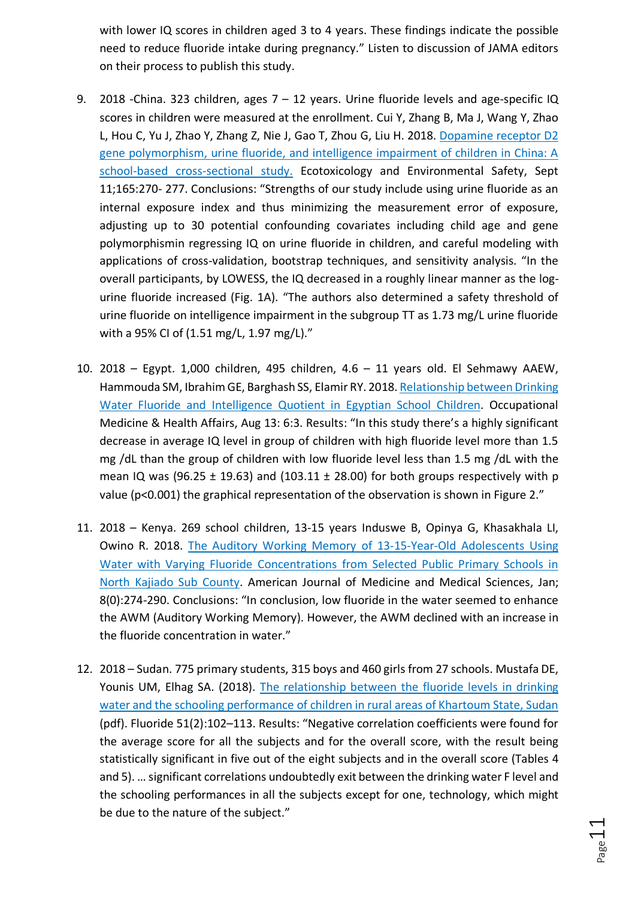with lower IQ scores in children aged 3 to 4 years. These findings indicate the possible need to reduce fluoride intake during pregnancy." Listen to discussion of JAMA editors on their process to publish this study.

9. 2018 -China. 323 children, ages 7 – 12 years. Urine fluoride levels and age-specific IQ scores in children were measured at the enrollment. Cui Y, Zhang B, Ma J, Wang Y, Zhao L, Hou C, Yu J, Zhao Y, Zhang Z, Nie J, Gao T, Zhou G, Liu H. 2018. Dopamine receptor D2 gene polymorphism, urine fluoride, and intelligence impairment of children in China: A school-based cross-sectional study. Ecotoxicology and Environmental Safety, Sept 11;165:270- 277. Conclusions: "Strengths of our study include using urine fluoride as an internal exposure index and thus minimizing the measurement error of exposure, adjusting up to 30 potential confounding covariates including child age and gene polymorphismin regressing IQ on urine fluoride in children, and careful modeling with applications of cross-validation, bootstrap techniques, and sensitivity analysis. "In the overall participants, by LOWESS, the IQ decreased in a roughly linear manner as the log-urine fluoride increased (Fig. 1A). "The authors also determined a safety threshold of urine fluoride on intelligence impairment in the subgroup TT as 1.73 mg/L urine fluoride with a 95% CI of (1.51 mg/L, 1.97 mg/L)."

10. 2018 – Egypt. 1,000 children, 495 children, 4.6 – 11 years old. El Sehmawy AAEW, Hammouda SM, Ibrahim GE, Barghash SS, Elamir RY. 2018. Relationship between Drinking Water Fluoride and Intelligence Quotient in Egyptian School Children. Occupational Medicine & Health Affairs, Aug 13: 6:3. Results: "In this study there's a highly significant decrease in average IQ level in group of children with high fluoride level more than 1.5 mg /dL than the group of children with low fluoride level less than 1.5 mg /dL with the mean IQ was (96.25 ± 19.63) and (103.11 ± 28.00) for both groups respectively with p value ($p<0.001$) the graphical representation of the observation is shown in Figure 2."

11. 2018 – Kenya. 269 school children, 13-15 years Induswe B, Opinya G, Khasakhala LI, Owino R. 2018. The Auditory Working Memory of 13-15-Year-Old Adolescents Using Water with Varying Fluoride Concentrations from Selected Public Primary Schools in North Kajiado Sub County. American Journal of Medicine and Medical Sciences, Jan; 8(0):274-290. Conclusions: "In conclusion, low fluoride in the water seemed to enhance the AWM (Auditory Working Memory). However, the AWM declined with an increase in the fluoride concentration in water."

12. 2018 – Sudan. 775 primary students, 315 boys and 460 girls from 27 schools. Mustafa DE, Younis UM, Elhag SA. (2018). The relationship between the fluoride levels in drinking water and the schooling performance of children in rural areas of Khartoum State, Sudan (pdf). Fluoride 51(2):102–113. Results: "Negative correlation coefficients were found for the average score for all the subjects and for the overall score, with the result being statistically significant in five out of the eight subjects and in the overall score (Tables 4 and 5). … significant correlations undoubtedly exit between the drinking water F level and the schooling performances in all the subjects except for one, technology, which might be due to the nature of the subject."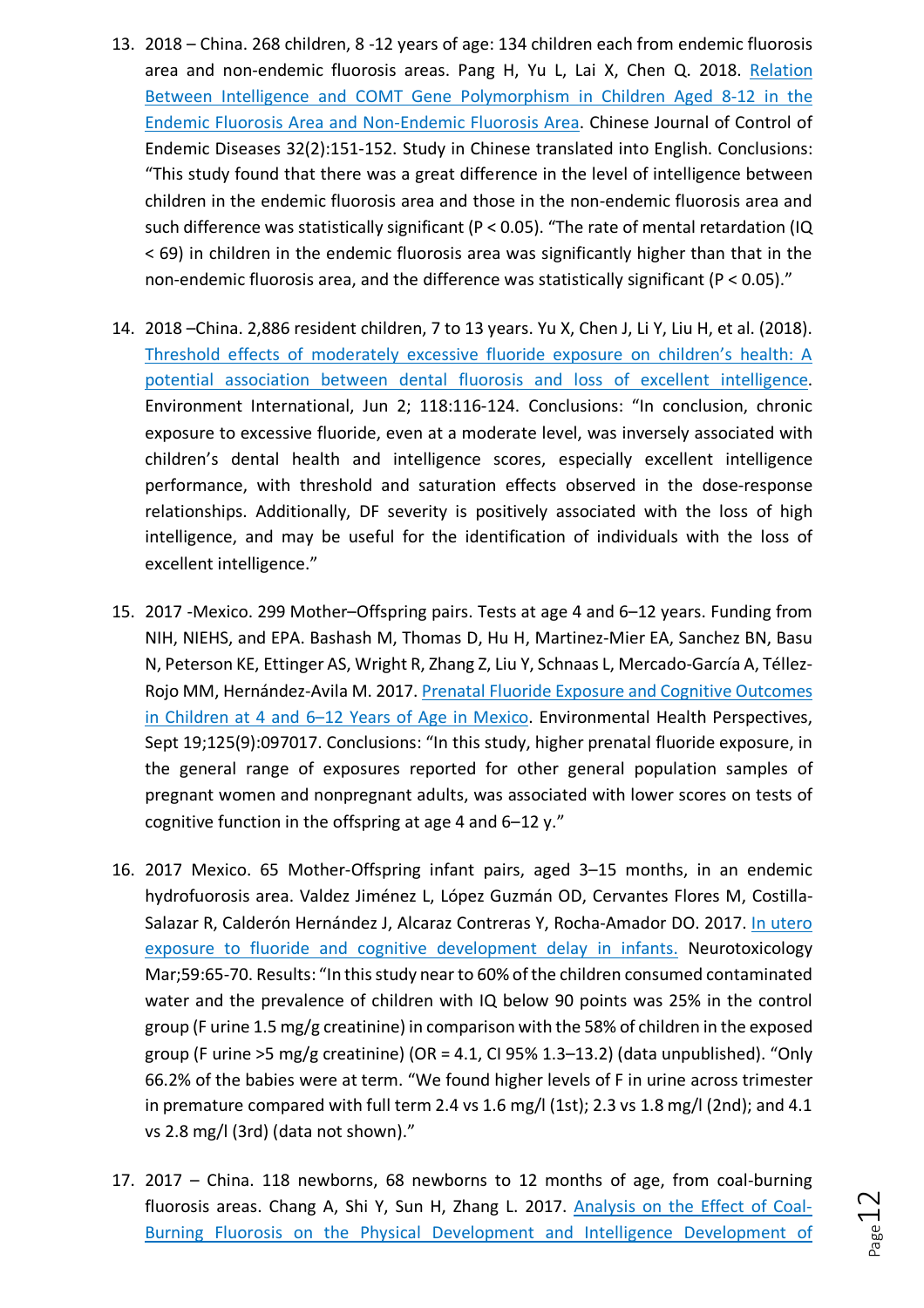13. 2018 – China. 268 children, 8 -12 years of age: 134 children each from endemic fluorosis area and non-endemic fluorosis areas. Pang H, Yu L, Lai X, Chen Q. 2018. [Relation Between Intelligence and COMT Gene Polymorphism in Children Aged 8-12 in the Endemic Fluorosis Area and Non-Endemic Fluorosis Area](). Chinese Journal of Control of Endemic Diseases 32(2):151-152. Study in Chinese translated into English. Conclusions: "This study found that there was a great difference in the level of intelligence between children in the endemic fluorosis area and those in the non-endemic fluorosis area and such difference was statistically significant ($P < 0.05$). "The rate of mental retardation (IQ < 69) in children in the endemic fluorosis area was significantly higher than that in the non-endemic fluorosis area, and the difference was statistically significant ($P < 0.05$)."

14. 2018 –China. 2,886 resident children, 7 to 13 years. Yu X, Chen J, Li Y, Liu H, et al. (2018). [Threshold effects of moderately excessive fluoride exposure on children's health: A potential association between dental fluorosis and loss of excellent intelligence](). Environment International, Jun 2; 118:116-124. Conclusions: "In conclusion, chronic exposure to excessive fluoride, even at a moderate level, was inversely associated with children's dental health and intelligence scores, especially excellent intelligence performance, with threshold and saturation effects observed in the dose-response relationships. Additionally, DF severity is positively associated with the loss of high intelligence, and may be useful for the identification of individuals with the loss of excellent intelligence."

15. 2017 -Mexico. 299 Mother–Offspring pairs. Tests at age 4 and 6–12 years. Funding from NIH, NIEHS, and EPA. Bashash M, Thomas D, Hu H, Martinez-Mier EA, Sanchez BN, Basu N, Peterson KE, Ettinger AS, Wright R, Zhang Z, Liu Y, Schnaas L, Mercado-García A, Téllez-Rojo MM, Hernández-Avila M. 2017. [Prenatal Fluoride Exposure and Cognitive Outcomes in Children at 4 and 6–12 Years of Age in Mexico](). Environmental Health Perspectives, Sept 19;125(9):097017. Conclusions: "In this study, higher prenatal fluoride exposure, in the general range of exposures reported for other general population samples of pregnant women and nonpregnant adults, was associated with lower scores on tests of cognitive function in the offspring at age 4 and 6–12 y."

16. 2017 Mexico. 65 Mother-Offspring infant pairs, aged 3–15 months, in an endemic hydrofuorosis area. Valdez Jiménez L, López Guzmán OD, Cervantes Flores M, Costilla-Salazar R, Calderón Hernández J, Alcaraz Contreras Y, Rocha-Amador DO. 2017. [In utero exposure to fluoride and cognitive development delay in infants.]() Neurotoxicology Mar;59:65-70. Results: "In this study near to 60% of the children consumed contaminated water and the prevalence of children with IQ below 90 points was 25% in the control group (F urine 1.5 mg/g creatinine) in comparison with the 58% of children in the exposed group (F urine >5 mg/g creatinine) (OR = 4.1, CI 95% 1.3–13.2) (data unpublished). "Only 66.2% of the babies were at term. "We found higher levels of F in urine across trimester in premature compared with full term 2.4 vs 1.6 mg/l (1st); 2.3 vs 1.8 mg/l (2nd); and 4.1 vs 2.8 mg/l (3rd) (data not shown)."

17. 2017 – China. 118 newborns, 68 newborns to 12 months of age, from coal-burning fluorosis areas. Chang A, Shi Y, Sun H, Zhang L. 2017. [Analysis on the Effect of Coal-Burning Fluorosis on the Physical Development and Intelligence Development of]()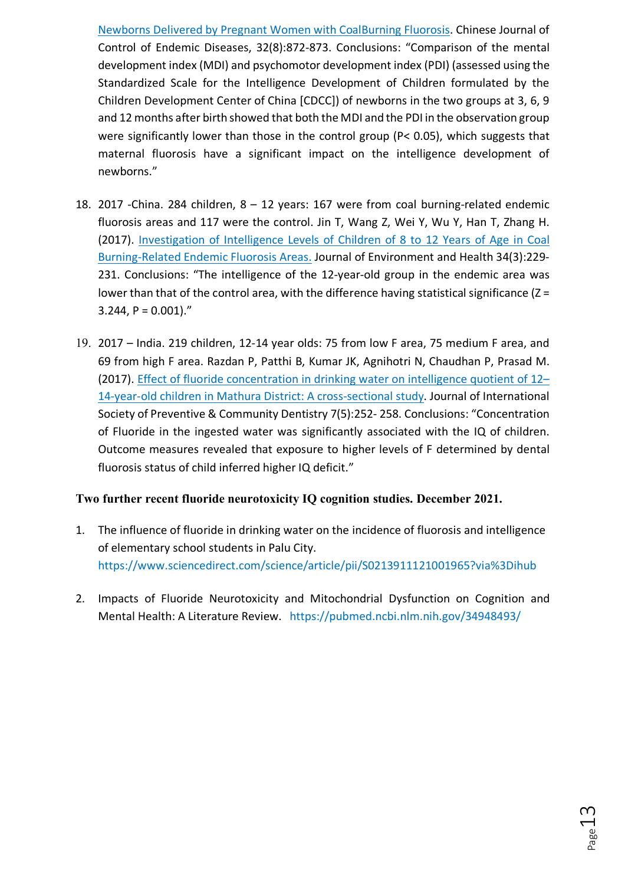Newborns Delivered by Pregnant Women with CoalBurning Fluorosis. Chinese Journal of Control of Endemic Diseases, 32(8):872-873. Conclusions: "Comparison of the mental development index (MDI) and psychomotor development index (PDI) (assessed using the Standardized Scale for the Intelligence Development of Children formulated by the Children Development Center of China [CDCC]) of newborns in the two groups at 3, 6, 9 and 12 months after birth showed that both the MDI and the PDI in the observation group were significantly lower than those in the control group (P< 0.05), which suggests that maternal fluorosis have a significant impact on the intelligence development of newborns."

18. 2017 -China. 284 children, 8 – 12 years: 167 were from coal burning-related endemic fluorosis areas and 117 were the control. Jin T, Wang Z, Wei Y, Wu Y, Han T, Zhang H. (2017). Investigation of Intelligence Levels of Children of 8 to 12 Years of Age in Coal Burning-Related Endemic Fluorosis Areas. Journal of Environment and Health 34(3):229-231. Conclusions: "The intelligence of the 12-year-old group in the endemic area was lower than that of the control area, with the difference having statistical significance (Z = 3.244, P = 0.001)."

19. 2017 – India. 219 children, 12-14 year olds: 75 from low F area, 75 medium F area, and 69 from high F area. Razdan P, Patthi B, Kumar JK, Agnihotri N, Chaudhan P, Prasad M. (2017). Effect of fluoride concentration in drinking water on intelligence quotient of 12–14-year-old children in Mathura District: A cross-sectional study. Journal of International Society of Preventive & Community Dentistry 7(5):252- 258. Conclusions: "Concentration of Fluoride in the ingested water was significantly associated with the IQ of children. Outcome measures revealed that exposure to higher levels of F determined by dental fluorosis status of child inferred higher IQ deficit."

**Two further recent fluoride neurotoxicity IQ cognition studies. December 2021.**

1. The influence of fluoride in drinking water on the incidence of fluorosis and intelligence of elementary school students in Palu City. https://www.sciencedirect.com/science/article/pii/S0213911121001965?via%3Dihub

2. Impacts of Fluoride Neurotoxicity and Mitochondrial Dysfunction on Cognition and Mental Health: A Literature Review. https://pubmed.ncbi.nlm.nih.gov/34948493/